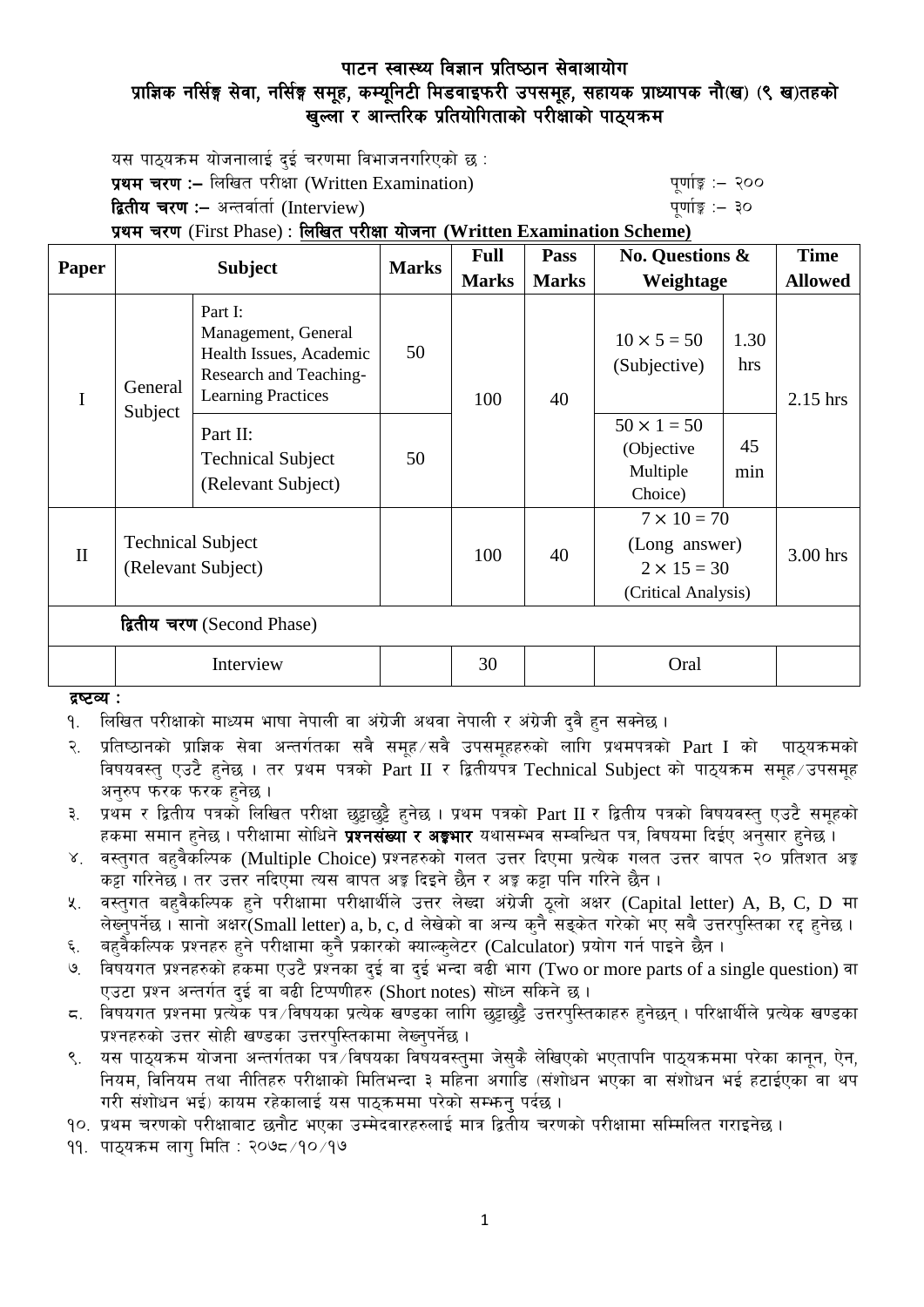# पाटन स्वास्थ्य विज्ञान प्रतिष्ठान सेवाआयोग
## प्राज्ञिक नर्सिङ्ग सेवा, नर्सिङ्ग समूह, कम्यूनिटी मिडवाइफरी उपसमूह, सहायक प्राध्यापक नौ(ख) (९ ख)तहको खुल्ला र आन्तरिक प्रतियोगिताको परीक्षाको पाठ्यक्रम

यस पाठ्यक्रम योजनालाई दुई चरणमा विभाजनगरिएको छ :

**प्रथम चरण :–** लिखित परीक्षा (Written Examination) पूर्णाङ्क :– २००

**द्वितीय चरण :–** अन्तर्वार्ता (Interview) पूर्णाङ्क :– ३०

**प्रथम चरण** (First Phase) : **लिखित परीक्षा योजना (Written Examination Scheme)**

| Paper | Subject | | Marks | Full Marks | Pass Marks | No. Questions & Weightage | | Time Allowed |
|---|---|---|---|---|---|---|---|---|
| I | General Subject | Part I: Management, General Health Issues, Academic Research and Teaching-Learning Practices | 50 | 100 | 40 | $10 \times 5 = 50$ (Subjective) | 1.30 hrs | 2.15 hrs |
| | | Part II: Technical Subject (Relevant Subject) | 50 | | | $50 \times 1 = 50$ (Objective Multiple Choice) | 45 min | |
| II | Technical Subject (Relevant Subject) | | | 100 | 40 | $7 \times 10 = 70$ (Long answer) $2 \times 15 = 30$ (Critical Analysis) | | 3.00 hrs |
| **द्वितीय चरण** (Second Phase) | | | | | | | | |
| | Interview | | | 30 | | Oral | | |

**द्रष्टव्य :**

१. लिखित परीक्षाको माध्यम भाषा नेपाली वा अंग्रेजी अथवा नेपाली र अंग्रेजी दुवै हुन सक्नेछ ।

२. प्रतिष्ठानको प्राज्ञिक सेवा अन्तर्गतका सवै समूह/सवै उपसमूहहरुको लागि प्रथमपत्रको Part I को पाठ्यक्रमको विषयवस्तु एउटै हुनेछ । तर प्रथम पत्रको Part II र द्वितीयपत्र Technical Subject को पाठ्यक्रम समूह/उपसमूह अनुरुप फरक फरक हुनेछ ।

३. प्रथम र द्वितीय पत्रको लिखित परीक्षा छुट्टाछुट्टै हुनेछ । प्रथम पत्रको Part II र द्वितीय पत्रको विषयवस्तु एउटै समूहको हकमा समान हुनेछ । परीक्षामा सोधिने **प्रश्नसंख्या र अङ्कभार** यथासम्भव सम्बन्धित पत्र, विषयमा दिईए अनुसार हुनेछ ।

४. वस्तुगत बहुवैकल्पिक (Multiple Choice) प्रश्नहरुको गलत उत्तर दिएमा प्रत्येक गलत उत्तर बापत २० प्रतिशत अङ्क कट्टा गरिनेछ । तर उत्तर नदिएमा त्यस बापत अङ्क दिइने छैन र अङ्क कट्टा पनि गरिने छैन ।

५. वस्तुगत बहुवैकल्पिक हुने परीक्षामा परीक्षार्थीले उत्तर लेख्दा अंग्रेजी ठूलो अक्षर (Capital letter) A, B, C, D मा लेख्नुपर्नेछ । सानो अक्षर(Small letter) a, b, c, d लेखेको वा अन्य कुनै सङ्केत गरेको भए सबै उत्तरपुस्तिका रद्द हुनेछ ।

६. बहुवैकल्पिक प्रश्नहरु हुने परीक्षामा कुनै प्रकारको क्याल्कुलेटर (Calculator) प्रयोग गर्न पाइने छैन ।

७. विषयगत प्रश्नहरुको हकमा एउटै प्रश्नका दुई वा दुई भन्दा बढी भाग (Two or more parts of a single question) वा एउटा प्रश्न अन्तर्गत दुई वा बढी टिप्पणीहरु (Short notes) सोध्न सकिने छ ।

८. विषयगत प्रश्नमा प्रत्येक पत्र/विषयका प्रत्येक खण्डका लागि छुट्टाछुट्टै उत्तरपुस्तिकाहरु हुनेछन् । परिक्षार्थीले प्रत्येक खण्डका प्रश्नहरुको उत्तर सोही खण्डका उत्तरपुस्तिकामा लेख्नुपर्नेछ ।

९. यस पाठ्यक्रम योजना अन्तर्गतका पत्र/विषयका विषयवस्तुमा जेसुकै लेखिएको भएतापनि पाठ्यक्रममा परेका कानून, ऐन, नियम, विनियम तथा नीतिहरु परीक्षाको मितिभन्दा ३ महिना अगाडि (संशोधन भएका वा संशोधन भई हटाईएका वा थप गरी संशोधन भई) कायम रहेकालाई यस पाठक्रममा परेको सम्झनु पर्दछ ।

१०. प्रथम चरणको परीक्षाबाट छनौट भएका उम्मेदवारहरुलाई मात्र द्वितीय चरणको परीक्षामा सम्मिलित गराइनेछ ।

११. पाठ्यक्रम लागु मिति : २०७८/१०/१७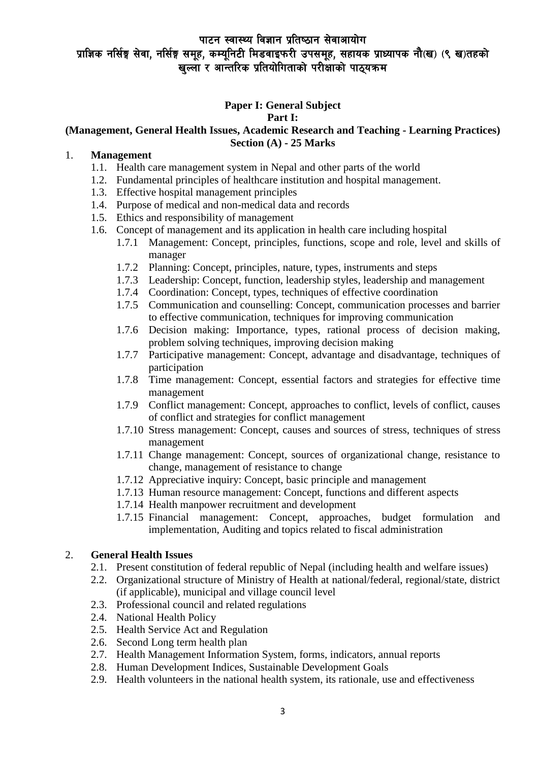पाटन स्वास्थ्य विज्ञान प्रतिष्ठान सेवाआयोग
प्राज्ञिक नर्सिङ्ग सेवा, नर्सिङ्ग समूह, कम्यूनिटी मिडवाइफरी उपसमूह, सहायक प्राध्यापक नौ(ख) (९ ख)तहको
खुल्ला र आन्तरिक प्रतियोगिताको परीक्षाको पाठ्यक्रम

**Paper I: General Subject**
**Part I:**
**(Management, General Health Issues, Academic Research and Teaching - Learning Practices)**
**Section (A) - 25 Marks**

1. **Management**
   - 1.1. Health care management system in Nepal and other parts of the world
   - 1.2. Fundamental principles of healthcare institution and hospital management.
   - 1.3. Effective hospital management principles
   - 1.4. Purpose of medical and non-medical data and records
   - 1.5. Ethics and responsibility of management
   - 1.6. Concept of management and its application in health care including hospital
     - 1.7.1 Management: Concept, principles, functions, scope and role, level and skills of manager
     - 1.7.2 Planning: Concept, principles, nature, types, instruments and steps
     - 1.7.3 Leadership: Concept, function, leadership styles, leadership and management
     - 1.7.4 Coordination: Concept, types, techniques of effective coordination
     - 1.7.5 Communication and counselling: Concept, communication processes and barrier to effective communication, techniques for improving communication
     - 1.7.6 Decision making: Importance, types, rational process of decision making, problem solving techniques, improving decision making
     - 1.7.7 Participative management: Concept, advantage and disadvantage, techniques of participation
     - 1.7.8 Time management: Concept, essential factors and strategies for effective time management
     - 1.7.9 Conflict management: Concept, approaches to conflict, levels of conflict, causes of conflict and strategies for conflict management
     - 1.7.10 Stress management: Concept, causes and sources of stress, techniques of stress management
     - 1.7.11 Change management: Concept, sources of organizational change, resistance to change, management of resistance to change
     - 1.7.12 Appreciative inquiry: Concept, basic principle and management
     - 1.7.13 Human resource management: Concept, functions and different aspects
     - 1.7.14 Health manpower recruitment and development
     - 1.7.15 Financial management: Concept, approaches, budget formulation and implementation, Auditing and topics related to fiscal administration

2. **General Health Issues**
   - 2.1. Present constitution of federal republic of Nepal (including health and welfare issues)
   - 2.2. Organizational structure of Ministry of Health at national/federal, regional/state, district (if applicable), municipal and village council level
   - 2.3. Professional council and related regulations
   - 2.4. National Health Policy
   - 2.5. Health Service Act and Regulation
   - 2.6. Second Long term health plan
   - 2.7. Health Management Information System, forms, indicators, annual reports
   - 2.8. Human Development Indices, Sustainable Development Goals
   - 2.9. Health volunteers in the national health system, its rationale, use and effectiveness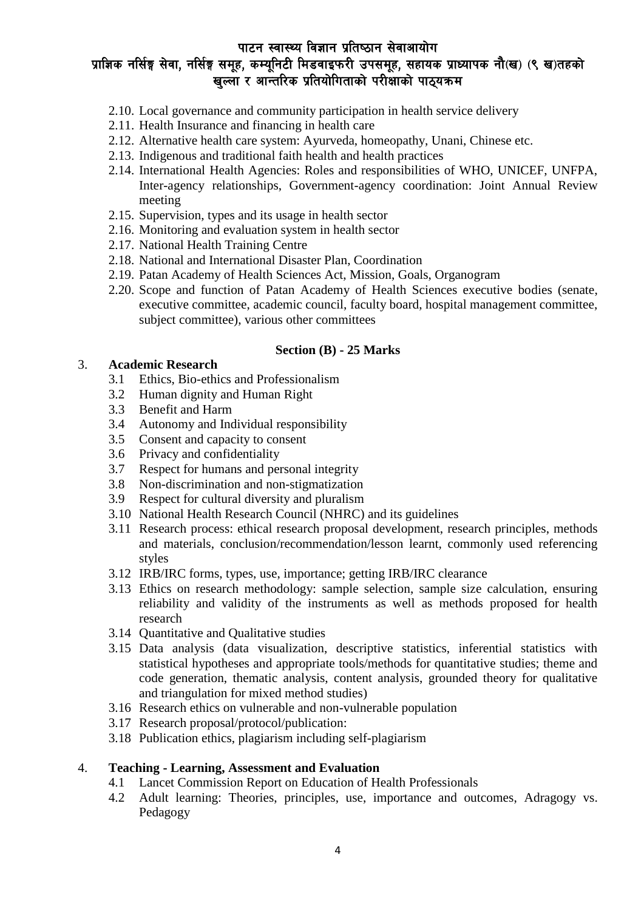- 2.10. Local governance and community participation in health service delivery
- 2.11. Health Insurance and financing in health care
- 2.12. Alternative health care system: Ayurveda, homeopathy, Unani, Chinese etc.
- 2.13. Indigenous and traditional faith health and health practices
- 2.14. International Health Agencies: Roles and responsibilities of WHO, UNICEF, UNFPA, Inter-agency relationships, Government-agency coordination: Joint Annual Review meeting
- 2.15. Supervision, types and its usage in health sector
- 2.16. Monitoring and evaluation system in health sector
- 2.17. National Health Training Centre
- 2.18. National and International Disaster Plan, Coordination
- 2.19. Patan Academy of Health Sciences Act, Mission, Goals, Organogram
- 2.20. Scope and function of Patan Academy of Health Sciences executive bodies (senate, executive committee, academic council, faculty board, hospital management committee, subject committee), various other committees

**Section (B) - 25 Marks**

3. **Academic Research**
   - 3.1 Ethics, Bio-ethics and Professionalism
   - 3.2 Human dignity and Human Right
   - 3.3 Benefit and Harm
   - 3.4 Autonomy and Individual responsibility
   - 3.5 Consent and capacity to consent
   - 3.6 Privacy and confidentiality
   - 3.7 Respect for humans and personal integrity
   - 3.8 Non-discrimination and non-stigmatization
   - 3.9 Respect for cultural diversity and pluralism
   - 3.10 National Health Research Council (NHRC) and its guidelines
   - 3.11 Research process: ethical research proposal development, research principles, methods and materials, conclusion/recommendation/lesson learnt, commonly used referencing styles
   - 3.12 IRB/IRC forms, types, use, importance; getting IRB/IRC clearance
   - 3.13 Ethics on research methodology: sample selection, sample size calculation, ensuring reliability and validity of the instruments as well as methods proposed for health research
   - 3.14 Quantitative and Qualitative studies
   - 3.15 Data analysis (data visualization, descriptive statistics, inferential statistics with statistical hypotheses and appropriate tools/methods for quantitative studies; theme and code generation, thematic analysis, content analysis, grounded theory for qualitative and triangulation for mixed method studies)
   - 3.16 Research ethics on vulnerable and non-vulnerable population
   - 3.17 Research proposal/protocol/publication:
   - 3.18 Publication ethics, plagiarism including self-plagiarism

4. **Teaching - Learning, Assessment and Evaluation**
   - 4.1 Lancet Commission Report on Education of Health Professionals
   - 4.2 Adult learning: Theories, principles, use, importance and outcomes, Adragogy vs. Pedagogy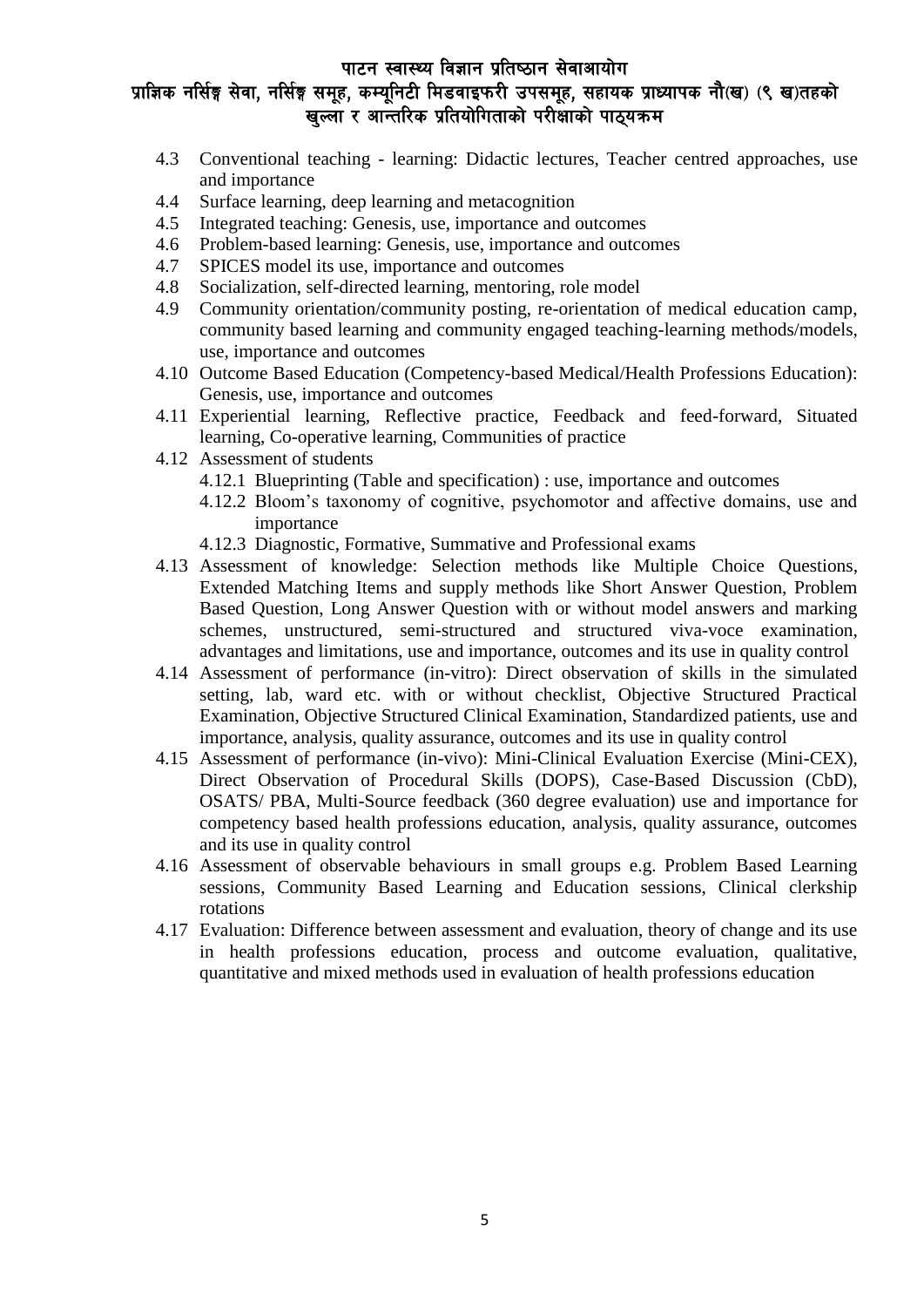- 4.3 Conventional teaching - learning: Didactic lectures, Teacher centred approaches, use and importance
- 4.4 Surface learning, deep learning and metacognition
- 4.5 Integrated teaching: Genesis, use, importance and outcomes
- 4.6 Problem-based learning: Genesis, use, importance and outcomes
- 4.7 SPICES model its use, importance and outcomes
- 4.8 Socialization, self-directed learning, mentoring, role model
- 4.9 Community orientation/community posting, re-orientation of medical education camp, community based learning and community engaged teaching-learning methods/models, use, importance and outcomes
- 4.10 Outcome Based Education (Competency-based Medical/Health Professions Education): Genesis, use, importance and outcomes
- 4.11 Experiential learning, Reflective practice, Feedback and feed-forward, Situated learning, Co-operative learning, Communities of practice
- 4.12 Assessment of students
  - 4.12.1 Blueprinting (Table and specification) : use, importance and outcomes
  - 4.12.2 Bloom's taxonomy of cognitive, psychomotor and affective domains, use and importance
  - 4.12.3 Diagnostic, Formative, Summative and Professional exams
- 4.13 Assessment of knowledge: Selection methods like Multiple Choice Questions, Extended Matching Items and supply methods like Short Answer Question, Problem Based Question, Long Answer Question with or without model answers and marking schemes, unstructured, semi-structured and structured viva-voce examination, advantages and limitations, use and importance, outcomes and its use in quality control
- 4.14 Assessment of performance (in-vitro): Direct observation of skills in the simulated setting, lab, ward etc. with or without checklist, Objective Structured Practical Examination, Objective Structured Clinical Examination, Standardized patients, use and importance, analysis, quality assurance, outcomes and its use in quality control
- 4.15 Assessment of performance (in-vivo): Mini-Clinical Evaluation Exercise (Mini-CEX), Direct Observation of Procedural Skills (DOPS), Case-Based Discussion (CbD), OSATS/ PBA, Multi-Source feedback (360 degree evaluation) use and importance for competency based health professions education, analysis, quality assurance, outcomes and its use in quality control
- 4.16 Assessment of observable behaviours in small groups e.g. Problem Based Learning sessions, Community Based Learning and Education sessions, Clinical clerkship rotations
- 4.17 Evaluation: Difference between assessment and evaluation, theory of change and its use in health professions education, process and outcome evaluation, qualitative, quantitative and mixed methods used in evaluation of health professions education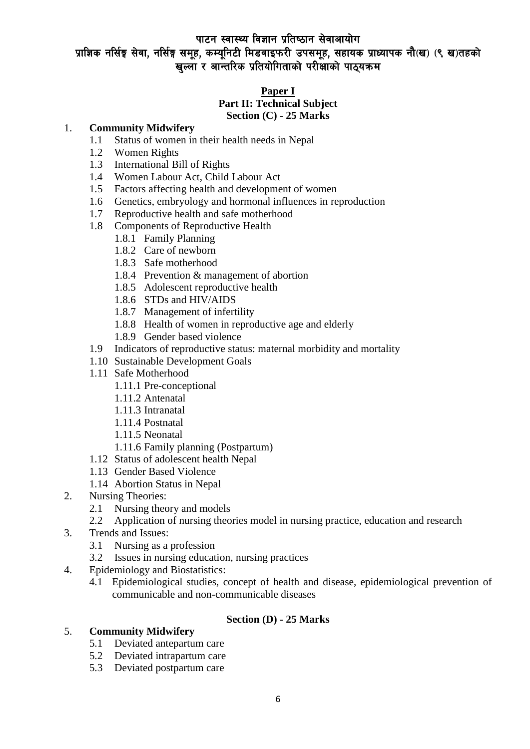**Paper I**

**Part II: Technical Subject**

**Section (C) - 25 Marks**

1. **Community Midwifery**
   - 1.1 Status of women in their health needs in Nepal
   - 1.2 Women Rights
   - 1.3 International Bill of Rights
   - 1.4 Women Labour Act, Child Labour Act
   - 1.5 Factors affecting health and development of women
   - 1.6 Genetics, embryology and hormonal influences in reproduction
   - 1.7 Reproductive health and safe motherhood
   - 1.8 Components of Reproductive Health
     - 1.8.1 Family Planning
     - 1.8.2 Care of newborn
     - 1.8.3 Safe motherhood
     - 1.8.4 Prevention & management of abortion
     - 1.8.5 Adolescent reproductive health
     - 1.8.6 STDs and HIV/AIDS
     - 1.8.7 Management of infertility
     - 1.8.8 Health of women in reproductive age and elderly
     - 1.8.9 Gender based violence
   - 1.9 Indicators of reproductive status: maternal morbidity and mortality
   - 1.10 Sustainable Development Goals
   - 1.11 Safe Motherhood
     - 1.11.1 Pre-conceptional
     - 1.11.2 Antenatal
     - 1.11.3 Intranatal
     - 1.11.4 Postnatal
     - 1.11.5 Neonatal
     - 1.11.6 Family planning (Postpartum)
   - 1.12 Status of adolescent health Nepal
   - 1.13 Gender Based Violence
   - 1.14 Abortion Status in Nepal
2. Nursing Theories:
   - 2.1 Nursing theory and models
   - 2.2 Application of nursing theories model in nursing practice, education and research
3. Trends and Issues:
   - 3.1 Nursing as a profession
   - 3.2 Issues in nursing education, nursing practices
4. Epidemiology and Biostatistics:
   - 4.1 Epidemiological studies, concept of health and disease, epidemiological prevention of communicable and non-communicable diseases

**Section (D) - 25 Marks**

5. **Community Midwifery**
   - 5.1 Deviated antepartum care
   - 5.2 Deviated intrapartum care
   - 5.3 Deviated postpartum care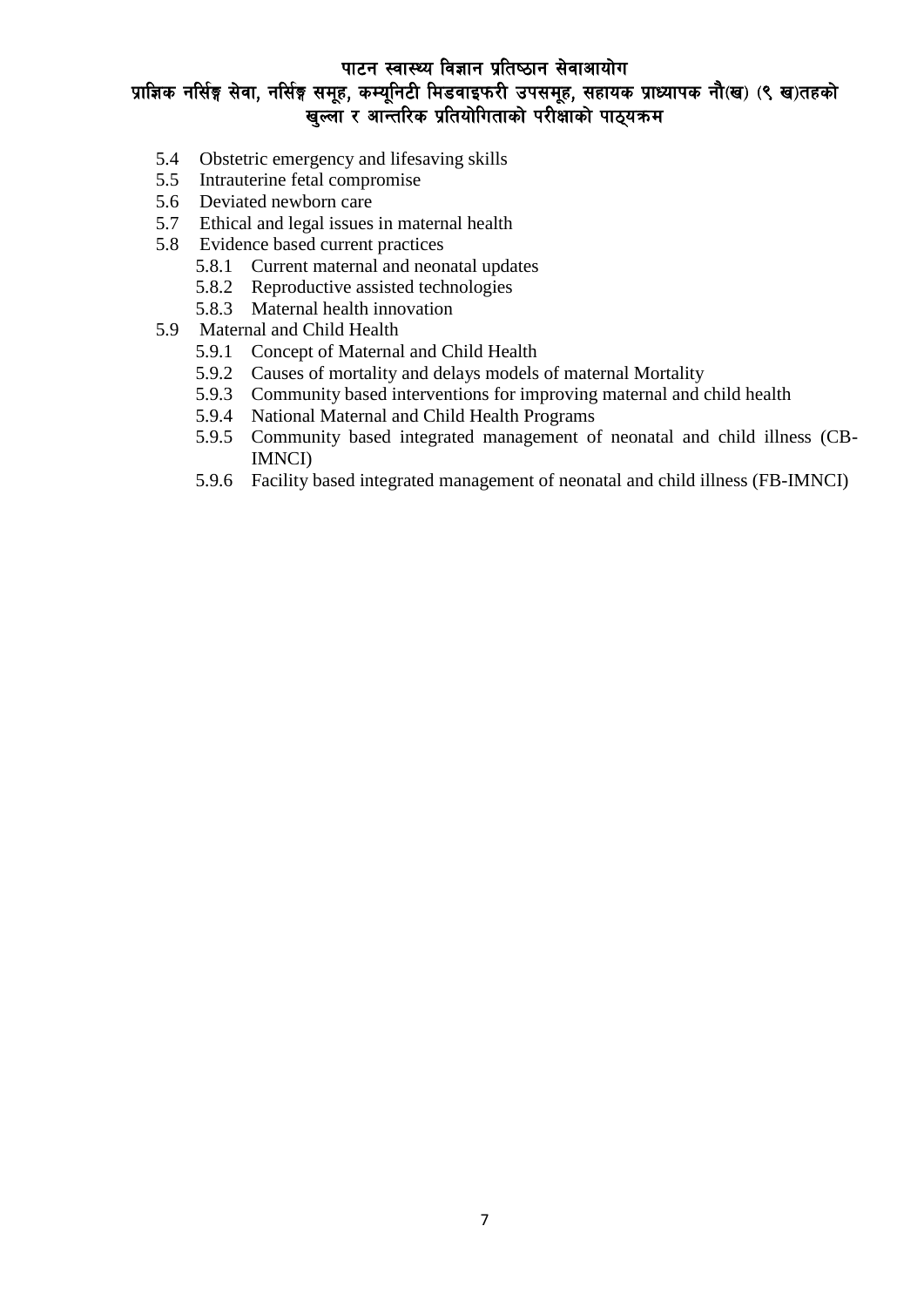- 5.4 Obstetric emergency and lifesaving skills
- 5.5 Intrauterine fetal compromise
- 5.6 Deviated newborn care
- 5.7 Ethical and legal issues in maternal health
- 5.8 Evidence based current practices
  - 5.8.1 Current maternal and neonatal updates
  - 5.8.2 Reproductive assisted technologies
  - 5.8.3 Maternal health innovation
- 5.9 Maternal and Child Health
  - 5.9.1 Concept of Maternal and Child Health
  - 5.9.2 Causes of mortality and delays models of maternal Mortality
  - 5.9.3 Community based interventions for improving maternal and child health
  - 5.9.4 National Maternal and Child Health Programs
  - 5.9.5 Community based integrated management of neonatal and child illness (CB-IMNCI)
  - 5.9.6 Facility based integrated management of neonatal and child illness (FB-IMNCI)